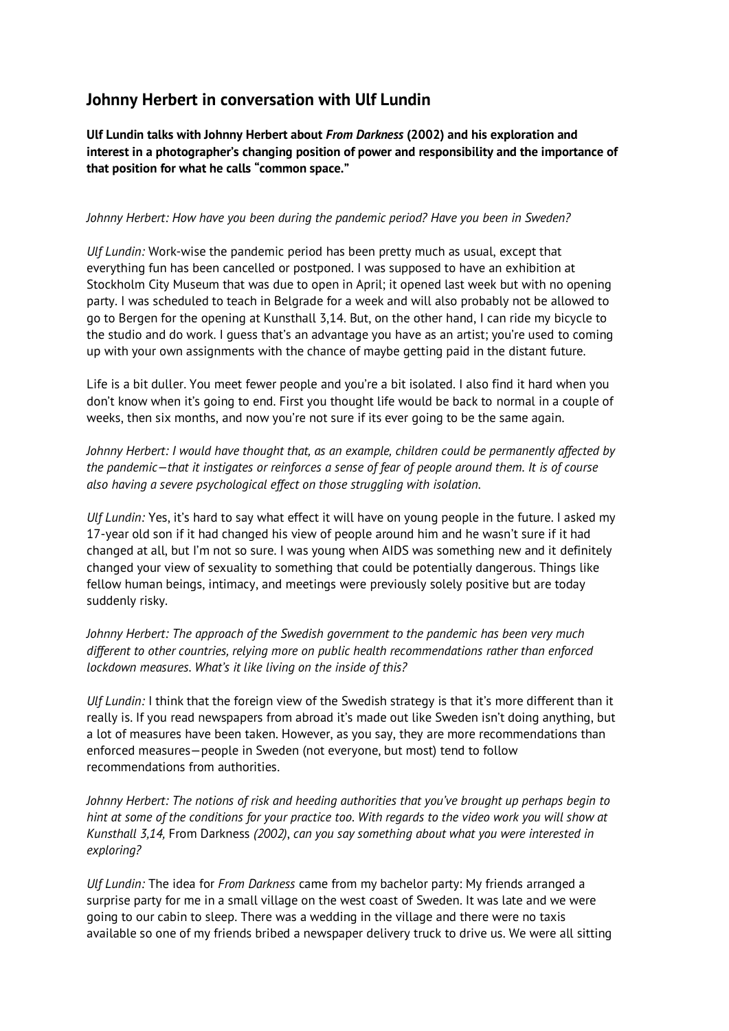## Johnny Herbert in conversation with Ulf Lundin

**Ulf Lundin talks with Johnny Herbert about *From Darkness* (2002) and his exploration and interest in a photographer's changing position of power and responsibility and the importance of that position for what he calls "common space."**

*Johnny Herbert: How have you been during the pandemic period? Have you been in Sweden?*

*Ulf Lundin:* Work-wise the pandemic period has been pretty much as usual, except that everything fun has been cancelled or postponed. I was supposed to have an exhibition at Stockholm City Museum that was due to open in April; it opened last week but with no opening party. I was scheduled to teach in Belgrade for a week and will also probably not be allowed to go to Bergen for the opening at Kunsthall 3,14. But, on the other hand, I can ride my bicycle to the studio and do work. I guess that's an advantage you have as an artist; you're used to coming up with your own assignments with the chance of maybe getting paid in the distant future.

Life is a bit duller. You meet fewer people and you're a bit isolated. I also find it hard when you don't know when it's going to end. First you thought life would be back to normal in a couple of weeks, then six months, and now you're not sure if its ever going to be the same again.

*Johnny Herbert: I would have thought that, as an example, children could be permanently affected by the pandemic—that it instigates or reinforces a sense of fear of people around them. It is of course also having a severe psychological effect on those struggling with isolation.*

*Ulf Lundin:* Yes, it's hard to say what effect it will have on young people in the future. I asked my 17-year old son if it had changed his view of people around him and he wasn't sure if it had changed at all, but I'm not so sure. I was young when AIDS was something new and it definitely changed your view of sexuality to something that could be potentially dangerous. Things like fellow human beings, intimacy, and meetings were previously solely positive but are today suddenly risky.

*Johnny Herbert: The approach of the Swedish government to the pandemic has been very much different to other countries, relying more on public health recommendations rather than enforced lockdown measures. What's it like living on the inside of this?*

*Ulf Lundin:* I think that the foreign view of the Swedish strategy is that it's more different than it really is. If you read newspapers from abroad it's made out like Sweden isn't doing anything, but a lot of measures have been taken. However, as you say, they are more recommendations than enforced measures—people in Sweden (not everyone, but most) tend to follow recommendations from authorities.

*Johnny Herbert: The notions of risk and heeding authorities that you've brought up perhaps begin to hint at some of the conditions for your practice too. With regards to the video work you will show at Kunsthall 3,14,* From Darkness *(2002), can you say something about what you were interested in exploring?*

*Ulf Lundin:* The idea for *From Darkness* came from my bachelor party: My friends arranged a surprise party for me in a small village on the west coast of Sweden. It was late and we were going to our cabin to sleep. There was a wedding in the village and there were no taxis available so one of my friends bribed a newspaper delivery truck to drive us. We were all sitting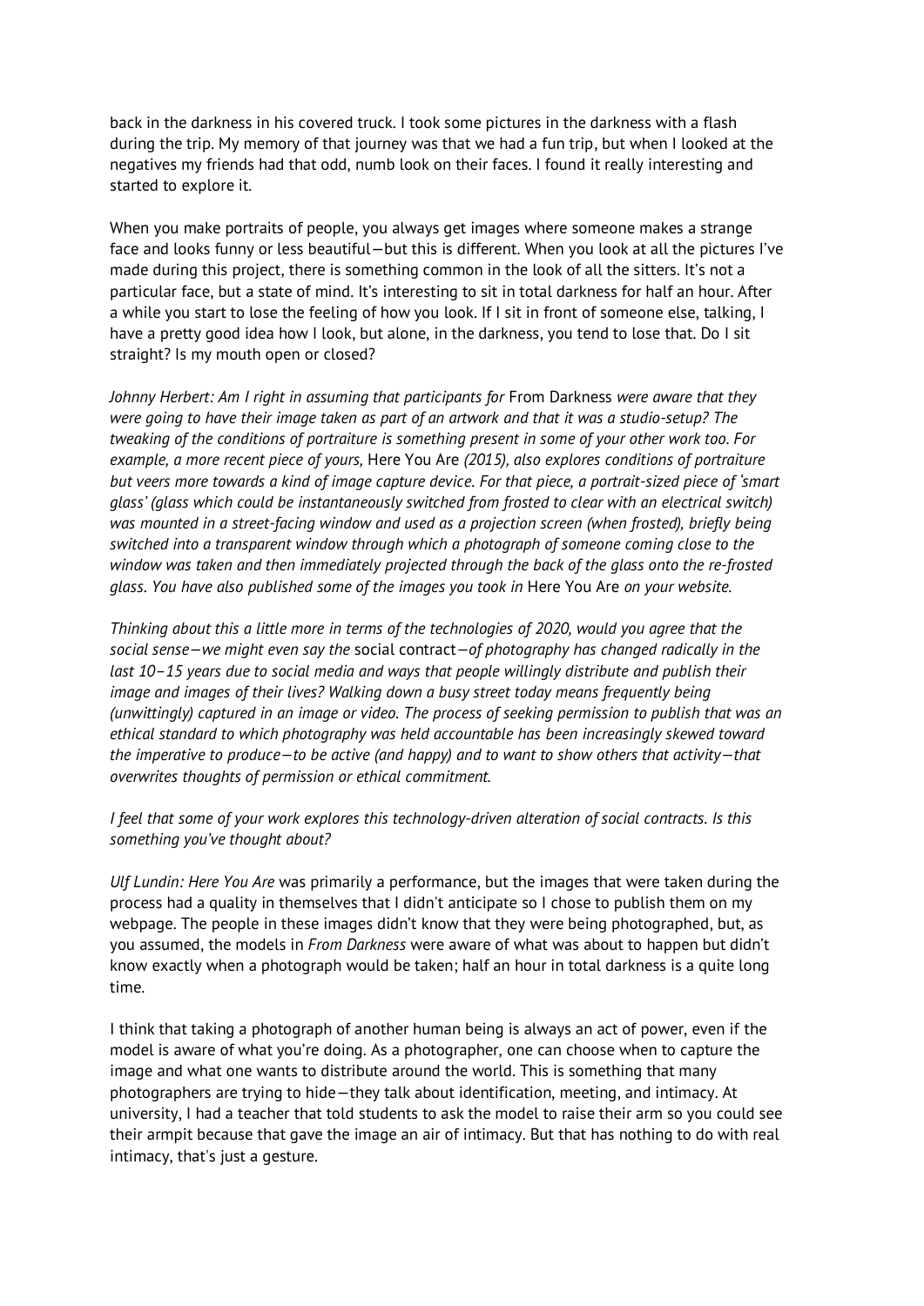back in the darkness in his covered truck. I took some pictures in the darkness with a flash during the trip. My memory of that journey was that we had a fun trip, but when I looked at the negatives my friends had that odd, numb look on their faces. I found it really interesting and started to explore it.

When you make portraits of people, you always get images where someone makes a strange face and looks funny or less beautiful—but this is different. When you look at all the pictures I've made during this project, there is something common in the look of all the sitters. It's not a particular face, but a state of mind. It's interesting to sit in total darkness for half an hour. After a while you start to lose the feeling of how you look. If I sit in front of someone else, talking, I have a pretty good idea how I look, but alone, in the darkness, you tend to lose that. Do I sit straight? Is my mouth open or closed?

*Johnny Herbert: Am I right in assuming that participants for* From Darkness *were aware that they were going to have their image taken as part of an artwork and that it was a studio-setup? The tweaking of the conditions of portraiture is something present in some of your other work too. For example, a more recent piece of yours,* Here You Are *(2015), also explores conditions of portraiture but veers more towards a kind of image capture device. For that piece, a portrait-sized piece of 'smart glass' (glass which could be instantaneously switched from frosted to clear with an electrical switch) was mounted in a street-facing window and used as a projection screen (when frosted), briefly being switched into a transparent window through which a photograph of someone coming close to the window was taken and then immediately projected through the back of the glass onto the re-frosted glass. You have also published some of the images you took in* Here You Are *on your website.*

*Thinking about this a little more in terms of the technologies of 2020, would you agree that the social sense—we might even say the* social contract*—of photography has changed radically in the last 10–15 years due to social media and ways that people willingly distribute and publish their image and images of their lives? Walking down a busy street today means frequently being (unwittingly) captured in an image or video. The process of seeking permission to publish that was an ethical standard to which photography was held accountable has been increasingly skewed toward the imperative to produce—to be active (and happy) and to want to show others that activity—that overwrites thoughts of permission or ethical commitment.*

*I feel that some of your work explores this technology-driven alteration of social contracts. Is this something you've thought about?*

*Ulf Lundin: Here You Are* was primarily a performance, but the images that were taken during the process had a quality in themselves that I didn't anticipate so I chose to publish them on my webpage. The people in these images didn't know that they were being photographed, but, as you assumed, the models in *From Darkness* were aware of what was about to happen but didn't know exactly when a photograph would be taken; half an hour in total darkness is a quite long time.

I think that taking a photograph of another human being is always an act of power, even if the model is aware of what you're doing. As a photographer, one can choose when to capture the image and what one wants to distribute around the world. This is something that many photographers are trying to hide—they talk about identification, meeting, and intimacy. At university, I had a teacher that told students to ask the model to raise their arm so you could see their armpit because that gave the image an air of intimacy. But that has nothing to do with real intimacy, that's just a gesture.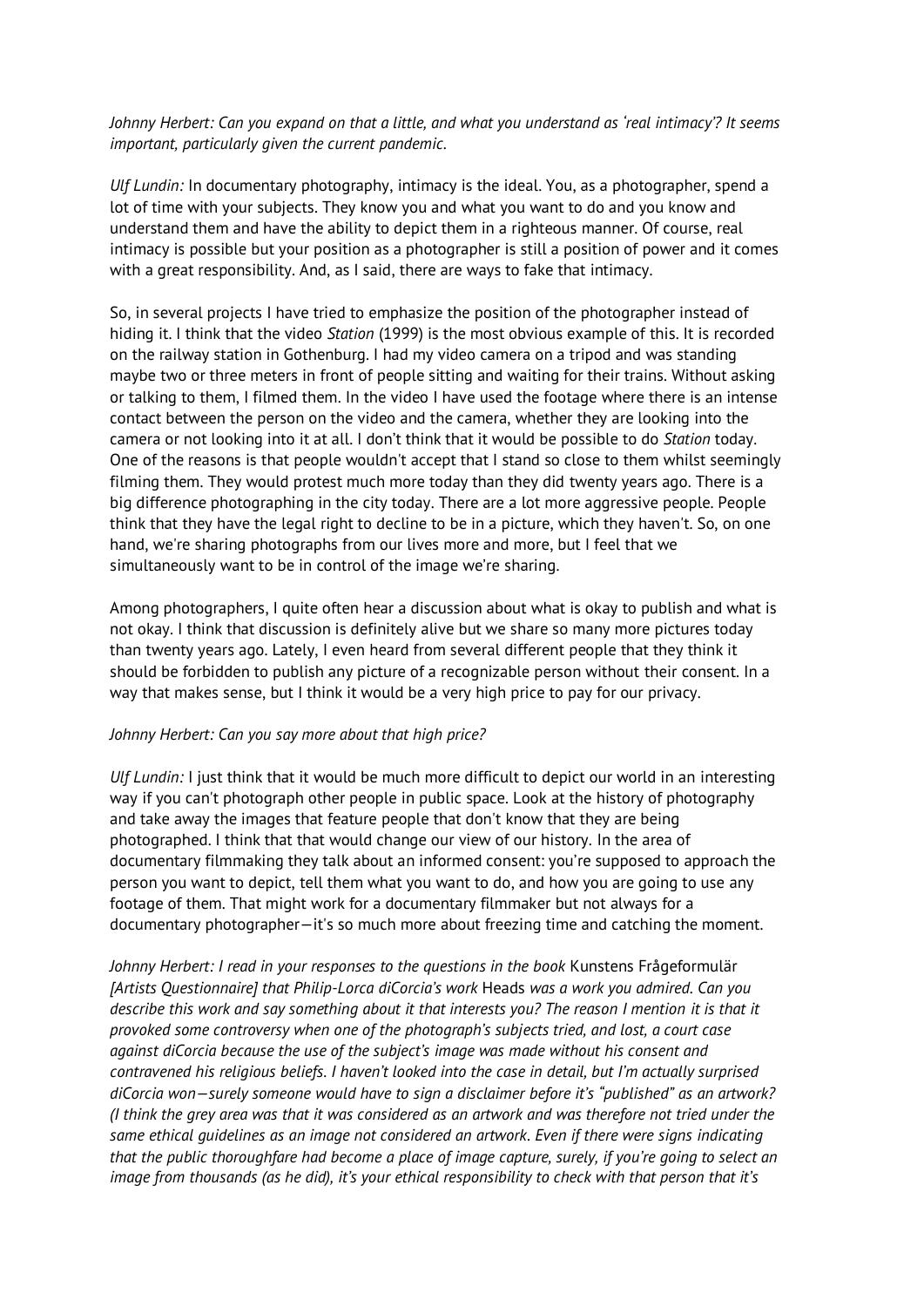*Johnny Herbert: Can you expand on that a little, and what you understand as 'real intimacy'? It seems important, particularly given the current pandemic.*

*Ulf Lundin:* In documentary photography, intimacy is the ideal. You, as a photographer, spend a lot of time with your subjects. They know you and what you want to do and you know and understand them and have the ability to depict them in a righteous manner. Of course, real intimacy is possible but your position as a photographer is still a position of power and it comes with a great responsibility. And, as I said, there are ways to fake that intimacy.

So, in several projects I have tried to emphasize the position of the photographer instead of hiding it. I think that the video *Station* (1999) is the most obvious example of this. It is recorded on the railway station in Gothenburg. I had my video camera on a tripod and was standing maybe two or three meters in front of people sitting and waiting for their trains. Without asking or talking to them, I filmed them. In the video I have used the footage where there is an intense contact between the person on the video and the camera, whether they are looking into the camera or not looking into it at all. I don't think that it would be possible to do *Station* today. One of the reasons is that people wouldn't accept that I stand so close to them whilst seemingly filming them. They would protest much more today than they did twenty years ago. There is a big difference photographing in the city today. There are a lot more aggressive people. People think that they have the legal right to decline to be in a picture, which they haven't. So, on one hand, we're sharing photographs from our lives more and more, but I feel that we simultaneously want to be in control of the image we're sharing.

Among photographers, I quite often hear a discussion about what is okay to publish and what is not okay. I think that discussion is definitely alive but we share so many more pictures today than twenty years ago. Lately, I even heard from several different people that they think it should be forbidden to publish any picture of a recognizable person without their consent. In a way that makes sense, but I think it would be a very high price to pay for our privacy.

*Johnny Herbert: Can you say more about that high price?*

*Ulf Lundin:* I just think that it would be much more difficult to depict our world in an interesting way if you can't photograph other people in public space. Look at the history of photography and take away the images that feature people that don't know that they are being photographed. I think that that would change our view of our history. In the area of documentary filmmaking they talk about an informed consent: you're supposed to approach the person you want to depict, tell them what you want to do, and how you are going to use any footage of them. That might work for a documentary filmmaker but not always for a documentary photographer—it's so much more about freezing time and catching the moment.

*Johnny Herbert: I read in your responses to the questions in the book* Kunstens Frågeformulär *[Artists Questionnaire] that Philip-Lorca diCorcia's work* Heads *was a work you admired. Can you describe this work and say something about it that interests you? The reason I mention it is that it provoked some controversy when one of the photograph's subjects tried, and lost, a court case against diCorcia because the use of the subject's image was made without his consent and contravened his religious beliefs. I haven't looked into the case in detail, but I'm actually surprised diCorcia won—surely someone would have to sign a disclaimer before it's "published" as an artwork? (I think the grey area was that it was considered as an artwork and was therefore not tried under the same ethical guidelines as an image not considered an artwork. Even if there were signs indicating that the public thoroughfare had become a place of image capture, surely, if you're going to select an image from thousands (as he did), it's your ethical responsibility to check with that person that it's*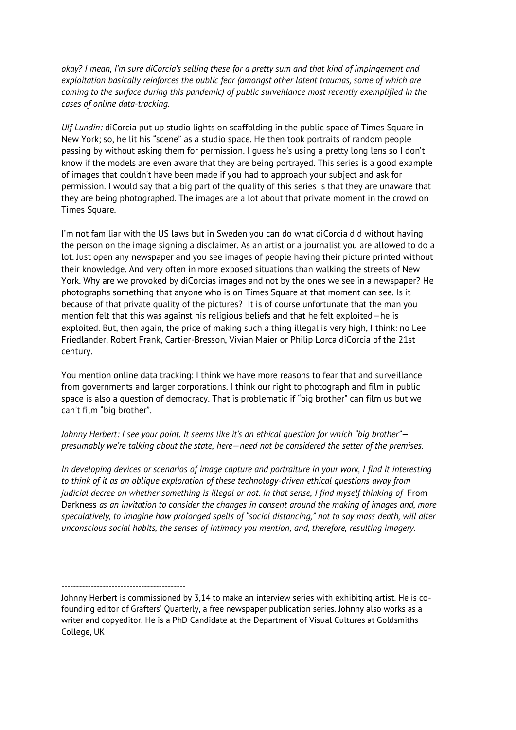*okay? I mean, I'm sure diCorcia's selling these for a pretty sum and that kind of impingement and exploitation basically reinforces the public fear (amongst other latent traumas, some of which are coming to the surface during this pandemic) of public surveillance most recently exemplified in the cases of online data-tracking.*

*Ulf Lundin:* diCorcia put up studio lights on scaffolding in the public space of Times Square in New York; so, he lit his "scene" as a studio space. He then took portraits of random people passing by without asking them for permission. I guess he's using a pretty long lens so I don't know if the models are even aware that they are being portrayed. This series is a good example of images that couldn't have been made if you had to approach your subject and ask for permission. I would say that a big part of the quality of this series is that they are unaware that they are being photographed. The images are a lot about that private moment in the crowd on Times Square.

I'm not familiar with the US laws but in Sweden you can do what diCorcia did without having the person on the image signing a disclaimer. As an artist or a journalist you are allowed to do a lot. Just open any newspaper and you see images of people having their picture printed without their knowledge. And very often in more exposed situations than walking the streets of New York. Why are we provoked by diCorcias images and not by the ones we see in a newspaper? He photographs something that anyone who is on Times Square at that moment can see. Is it because of that private quality of the pictures? It is of course unfortunate that the man you mention felt that this was against his religious beliefs and that he felt exploited—he is exploited. But, then again, the price of making such a thing illegal is very high, I think: no Lee Friedlander, Robert Frank, Cartier-Bresson, Vivian Maier or Philip Lorca diCorcia of the 21st century.

You mention online data tracking: I think we have more reasons to fear that and surveillance from governments and larger corporations. I think our right to photograph and film in public space is also a question of democracy. That is problematic if "big brother" can film us but we can't film "big brother".

*Johnny Herbert: I see your point. It seems like it's an ethical question for which "big brother"—presumably we're talking about the state, here—need not be considered the setter of the premises.*

*In developing devices or scenarios of image capture and portraiture in your work, I find it interesting to think of it as an oblique exploration of these technology-driven ethical questions away from judicial decree on whether something is illegal or not. In that sense, I find myself thinking of* From Darkness *as an invitation to consider the changes in consent around the making of images and, more speculatively, to imagine how prolonged spells of "social distancing," not to say mass death, will alter unconscious social habits, the senses of intimacy you mention, and, therefore, resulting imagery.*

------------------------------------------

Johnny Herbert is commissioned by 3,14 to make an interview series with exhibiting artist. He is co-founding editor of Grafters' Quarterly, a free newspaper publication series. Johnny also works as a writer and copyeditor. He is a PhD Candidate at the Department of Visual Cultures at Goldsmiths College, UK